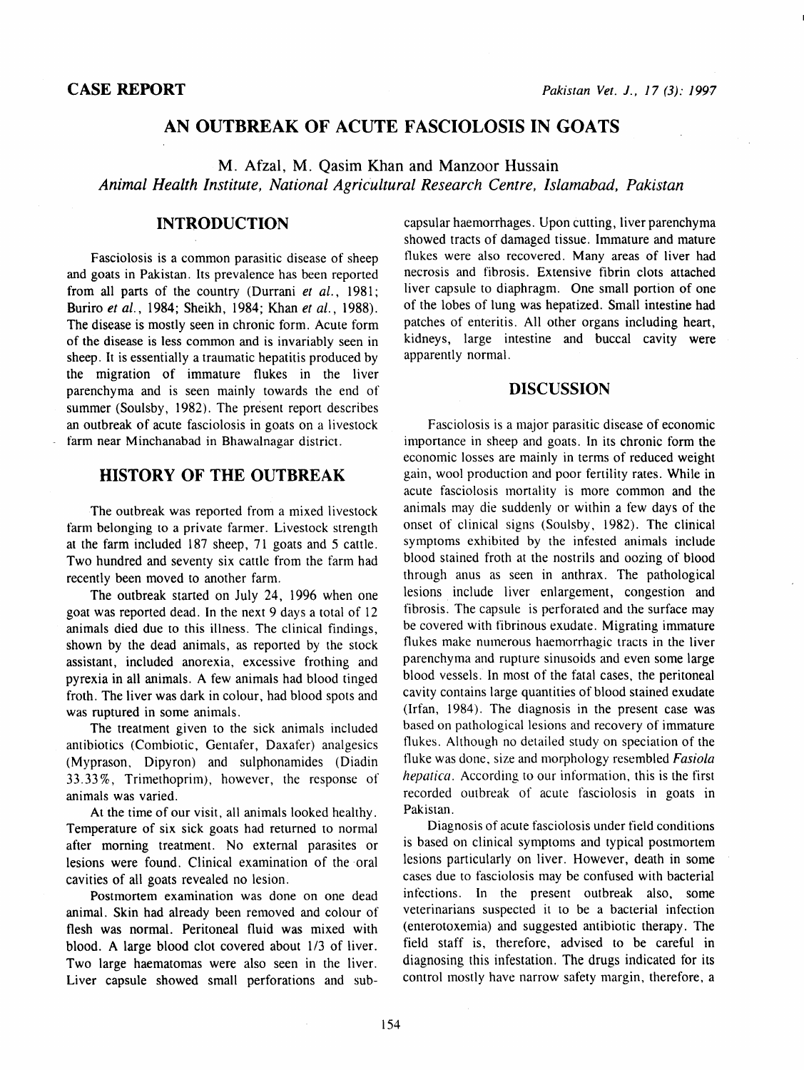CASE REPORT

# AN OUTBREAK OF ACUTE FASCIOLOSIS IN GOATS

M. Afzal, M. Qasim Khan and Manzoor Hussain

*Animal Health Institute, National Agricultural Research Centre, Islamabad, Pakistan*

## INTRODUCTION

Fasciolosis is a common parasitic disease of sheep and goats in Pakistan. Its prevalence has been reported from all parts of the country (Durrani *et al.*, 1981; Buriro *et al.*, 1984; Sheikh, 1984; Khan *et al.*, 1988). The disease is mostly seen in chronic form. Acute form of the disease is less common and is invariably seen in sheep. It is essentially a traumatic hepatitis produced by the migration of immature flukes in the liver parenchyma and is seen mainly towards the end of summer (Soulsby, 1982). The present report describes an outbreak of acute fasciolosis in goats on a livestock farm near Minchanabad in Bhawalnagar district.

## HISTORY OF THE OUTBREAK

The outbreak was reported from a mixed livestock farm belonging to a private farmer. Livestock strength at the farm included 187 sheep, 71 goats and 5 cattle. Two hundred and seventy six cattle from the farm had recently been moved to another farm.

The outbreak started on July 24, 1996 when one goat was reported dead. In the next 9 days a total of 12 animals died due to this illness. The clinical findings, shown by the dead animals, as reported by the stock assistant, included anorexia, excessive frothing and pyrexia in all animals. A few animals had blood tinged froth. The liver was dark in colour, had blood spots and was ruptured in some animals.

The treatment given to the sick animals included antibiotics (Combiotic, Gentafer, Daxafer) analgesics (Myprason, Dipyron) and sulphonamides (Diadin 33.33%, Trimethoprim), however, the response of animals was varied.

At the time of our visit, all animals looked healthy. Temperature of six sick goats had returned to normal after morning treatment. No external parasites or lesions were found. Clinical examination of the oral cavities of all goats revealed no lesion.

Postmortem examination was done on one dead animal. Skin had already been removed and colour of flesh was normal. Peritoneal fluid was mixed with blood. A large blood clot covered about 1/3 of liver. Two large haematomas were also seen in the liver. Liver capsule showed small perforations and subcapsular haemorrhages. Upon cutting, liver parenchyma showed tracts of damaged tissue. Immature and mature flukes were also recovered. Many areas of liver had necrosis and fibrosis. Extensive fibrin clots attached liver capsule to diaphragm. One small portion of one of the lobes of lung was hepatized. Small intestine had patches of enteritis. All other organs including heart, kidneys, large intestine and buccal cavity were apparently normal.

## DISCUSSION

Fasciolosis is a major parasitic disease of economic importance in sheep and goats. In its chronic form the economic losses are mainly in terms of reduced weight gain, wool production and poor fertility rates. While in acute fasciolosis mortality is more common and the animals may die suddenly or within a few days of the onset of clinical signs (Soulsby, 1982). The clinical symptoms exhibited by the infested animals include blood stained froth at the nostrils and oozing of blood through anus as seen in anthrax. The pathological lesions include liver enlargement, congestion and fibrosis. The capsule is perforated and the surface may be covered with fibrinous exudate. Migrating immature flukes make numerous haemorrhagic tracts in the liver parenchyma and rupture sinusoids and even some large blood vessels. In most of the fatal cases, the peritoneal cavity contains large quantities of blood stained exudate (Irfan, 1984). The diagnosis in the present case was based on pathological lesions and recovery of immature flukes. Although no detailed study on speciation of the fluke was done, size and morphology resembled *Fasiola hepatica*. According to our information, this is the first recorded outbreak of acute fasciolosis in goats in Pakistan.

Diagnosis of acute fasciolosis under field conditions is based on clinical symptoms and typical postmortem lesions particularly on liver. However, death in some cases due to fasciolosis may be confused with bacterial infections. In the present outbreak also, some veterinarians suspected it to be a bacterial infection (enterotoxemia) and suggested antibiotic therapy. The field staff is, therefore, advised to be careful in diagnosing this infestation. The drugs indicated for its control mostly have narrow safety margin, therefore, a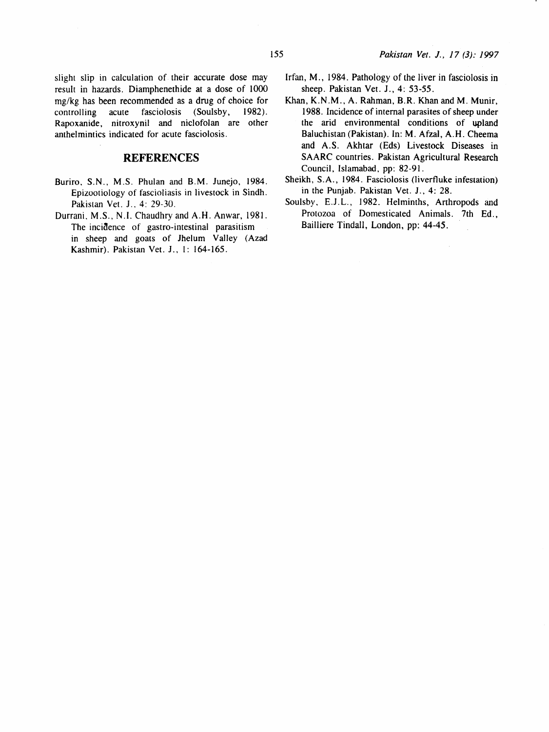slight slip in calculation of their accurate dose may result in hazards. Diamphenethide at a dose of 1000 mg/kg has been recommended as a drug of choice for controlling acute fasciolosis (Soulsby, 1982). Rapoxanide, nitroxynil and niclofolan are other anthelmintics indicated for acute fasciolosis.

## REFERENCES

Buriro, S.N., M.S. Phulan and B.M. Junejo, 1984. Epizootiology of fascioliasis in livestock in Sindh. Pakistan Vet. J., 4: 29-30.

Durrani, M.S., N.I. Chaudhry and A.H. Anwar, 1981. The incidence of gastro-intestinal parasitism in sheep and goats of Jhelum Valley (Azad Kashmir). Pakistan Vet. J., 1: 164-165.

Irfan, M., 1984. Pathology of the liver in fasciolosis in sheep. Pakistan Vet. J., 4: 53-55.

Khan, K.N.M., A. Rahman, B.R. Khan and M. Munir, 1988. Incidence of internal parasites of sheep under the arid environmental conditions of upland Baluchistan (Pakistan). In: M. Afzal, A.H. Cheema and A.S. Akhtar (Eds) Livestock Diseases in SAARC countries. Pakistan Agricultural Research Council, Islamabad, pp: 82-91.

Sheikh, S.A., 1984. Fasciolosis (liverfluke infestation) in the Punjab. Pakistan Vet. J., 4: 28.

Soulsby, E.J.L., 1982. Helminths, Arthropods and Protozoa of Domesticated Animals. 7th Ed., Bailliere Tindall, London, pp: 44-45.